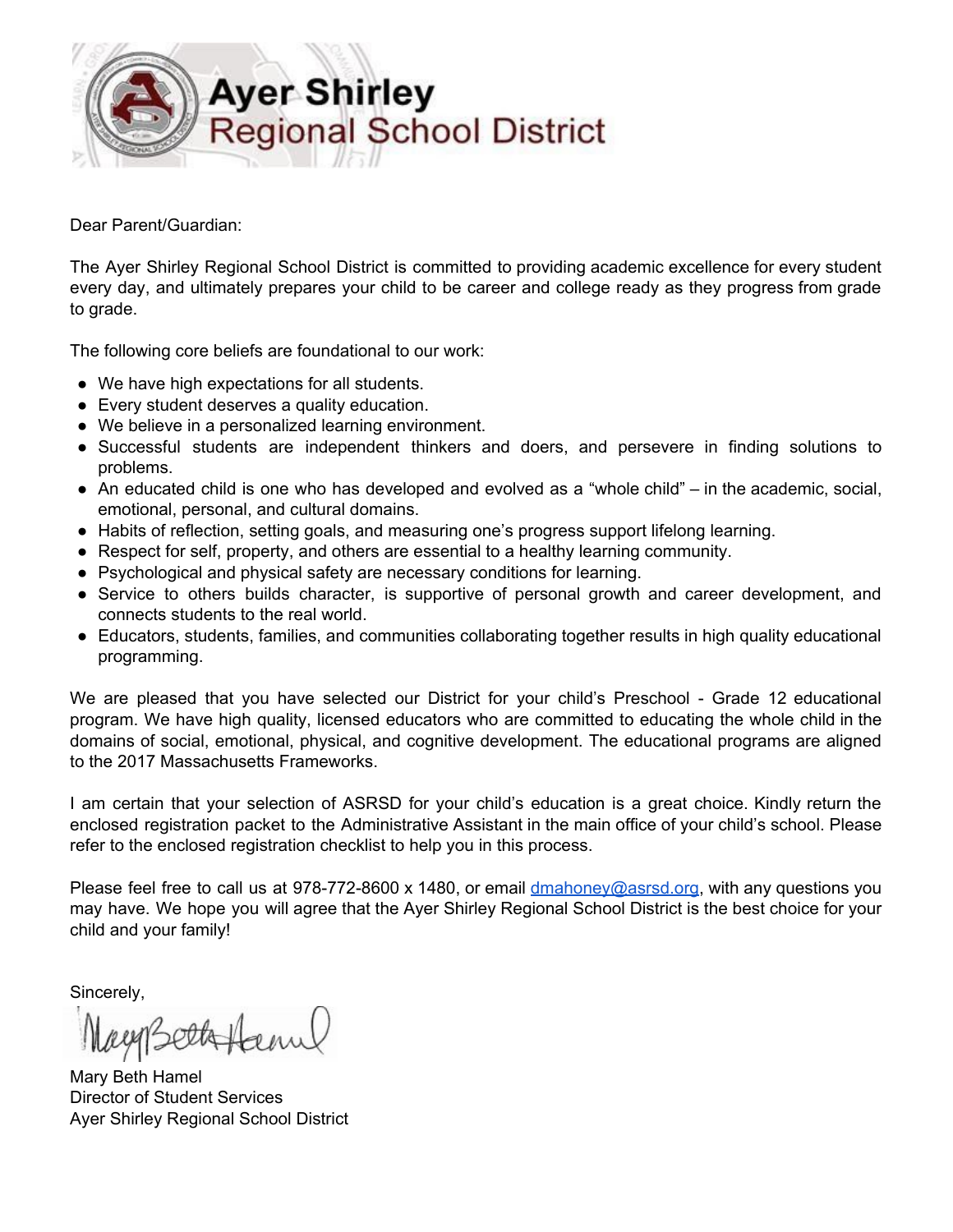# Ayer Shirley Regional School District

Dear Parent/Guardian:

The Ayer Shirley Regional School District is committed to providing academic excellence for every student every day, and ultimately prepares your child to be career and college ready as they progress from grade to grade.

The following core beliefs are foundational to our work:

- We have high expectations for all students.
- Every student deserves a quality education.
- We believe in a personalized learning environment.
- Successful students are independent thinkers and doers, and persevere in finding solutions to problems.
- An educated child is one who has developed and evolved as a "whole child" – in the academic, social, emotional, personal, and cultural domains.
- Habits of reflection, setting goals, and measuring one's progress support lifelong learning.
- Respect for self, property, and others are essential to a healthy learning community.
- Psychological and physical safety are necessary conditions for learning.
- Service to others builds character, is supportive of personal growth and career development, and connects students to the real world.
- Educators, students, families, and communities collaborating together results in high quality educational programming.

We are pleased that you have selected our District for your child's Preschool - Grade 12 educational program. We have high quality, licensed educators who are committed to educating the whole child in the domains of social, emotional, physical, and cognitive development. The educational programs are aligned to the 2017 Massachusetts Frameworks.

I am certain that your selection of ASRSD for your child's education is a great choice. Kindly return the enclosed registration packet to the Administrative Assistant in the main office of your child's school. Please refer to the enclosed registration checklist to help you in this process.

Please feel free to call us at 978-772-8600 x 1480, or email dmahoney@asrsd.org, with any questions you may have. We hope you will agree that the Ayer Shirley Regional School District is the best choice for your child and your family!

Sincerely,

Mary Beth Hamel
Director of Student Services
Ayer Shirley Regional School District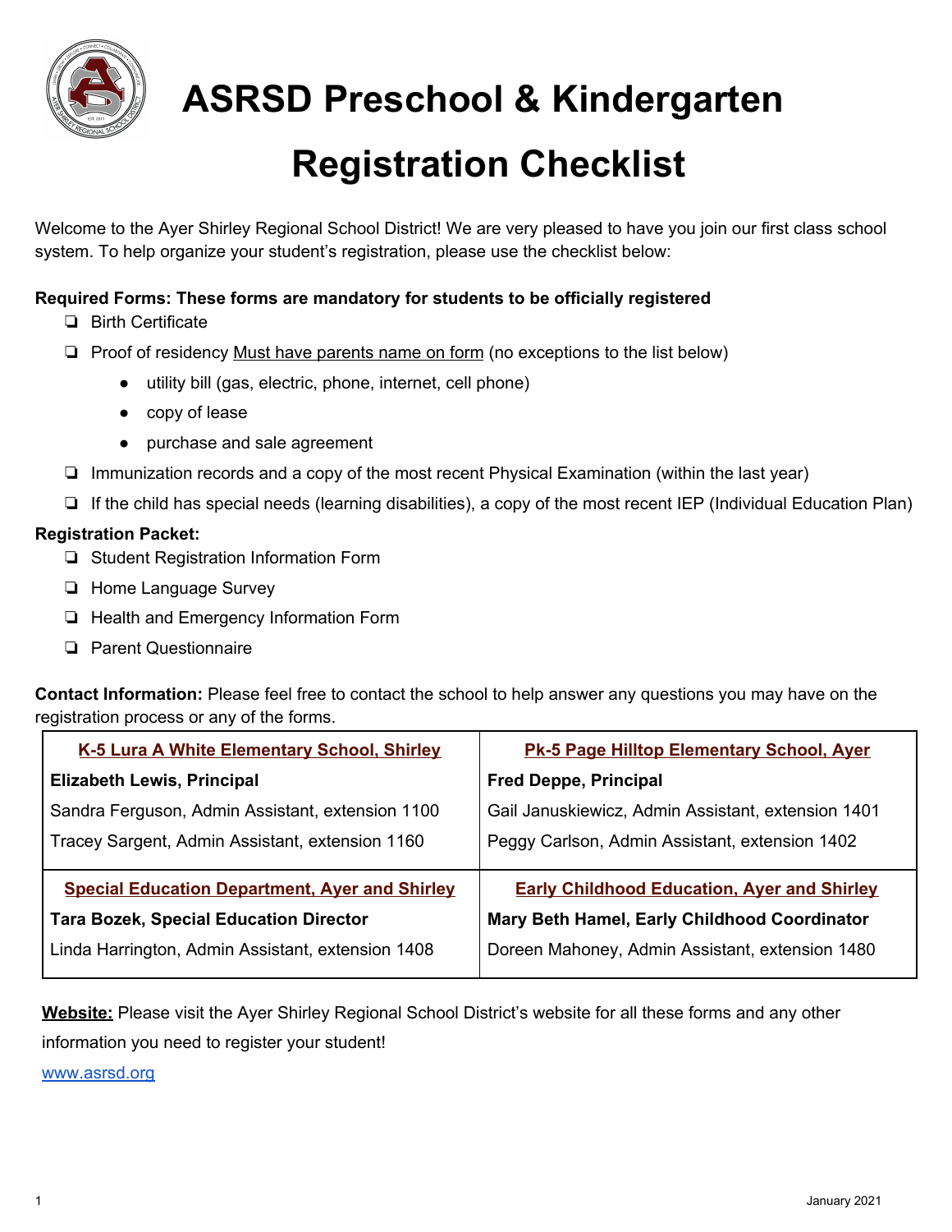# ASRSD Preschool & Kindergarten Registration Checklist

Welcome to the Ayer Shirley Regional School District! We are very pleased to have you join our first class school system. To help organize your student's registration, please use the checklist below:

**Required Forms: These forms are mandatory for students to be officially registered**

- ❏ Birth Certificate
- ❏ Proof of residency <u>Must have parents name on form</u> (no exceptions to the list below)
  - utility bill (gas, electric, phone, internet, cell phone)
  - copy of lease
  - purchase and sale agreement
- ❏ Immunization records and a copy of the most recent Physical Examination (within the last year)
- ❏ If the child has special needs (learning disabilities), a copy of the most recent IEP (Individual Education Plan)

**Registration Packet:**

- ❏ Student Registration Information Form
- ❏ Home Language Survey
- ❏ Health and Emergency Information Form
- ❏ Parent Questionnaire

**Contact Information:** Please feel free to contact the school to help answer any questions you may have on the registration process or any of the forms.

| K-5 Lura A White Elementary School, Shirley | Pk-5 Page Hilltop Elementary School, Ayer |
|---|---|
| **Elizabeth Lewis, Principal** | **Fred Deppe, Principal** |
| Sandra Ferguson, Admin Assistant, extension 1100 | Gail Januskiewicz, Admin Assistant, extension 1401 |
| Tracey Sargent, Admin Assistant, extension 1160 | Peggy Carlson, Admin Assistant, extension 1402 |
| **Special Education Department, Ayer and Shirley** | **Early Childhood Education, Ayer and Shirley** |
| **Tara Bozek, Special Education Director** | **Mary Beth Hamel, Early Childhood Coordinator** |
| Linda Harrington, Admin Assistant, extension 1408 | Doreen Mahoney, Admin Assistant, extension 1480 |

**<u>Website:</u>** Please visit the Ayer Shirley Regional School District's website for all these forms and any other information you need to register your student!

www.asrsd.org

January 2021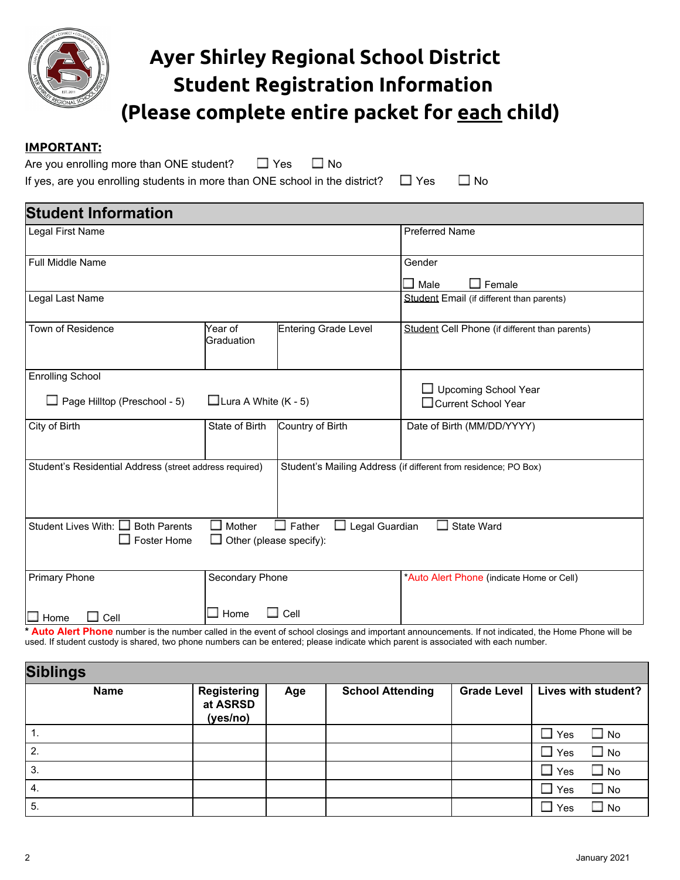# Ayer Shirley Regional School District
# Student Registration Information
# (Please complete entire packet for <u>each</u> child)

**<u>IMPORTANT:</u>**

Are you enrolling more than ONE student? ☐ Yes ☐ No

If yes, are you enrolling students in more than ONE school in the district? ☐ Yes ☐ No

## Student Information

| | | | |
|---|---|---|---|
| Legal First Name | | | Preferred Name |
| Full Middle Name | | | Gender<br>☐ Male ☐ Female |
| Legal Last Name | | | <u>Student</u> Email (if different than parents) |
| Town of Residence | Year of Graduation | Entering Grade Level | <u>Student</u> Cell Phone (if different than parents) |
| Enrolling School<br>☐ Page Hilltop (Preschool - 5) ☐ Lura A White (K - 5) | | | ☐ Upcoming School Year<br>☐ Current School Year |
| City of Birth | State of Birth | Country of Birth | Date of Birth (MM/DD/YYYY) |
| Student's Residential Address (street address required) | | Student's Mailing Address (if different from residence; PO Box) | |
| Student Lives With: ☐ Both Parents ☐ Mother ☐ Father ☐ Legal Guardian ☐ State Ward<br>☐ Foster Home ☐ Other (please specify): | | | |
| Primary Phone<br>☐ Home ☐ Cell | Secondary Phone<br>☐ Home ☐ Cell | | *Auto Alert Phone (indicate Home or Cell) |

* **Auto Alert Phone** number is the number called in the event of school closings and important announcements. If not indicated, the Home Phone will be used. If student custody is shared, two phone numbers can be entered; please indicate which parent is associated with each number.

## Siblings

| Name | Registering at ASRSD (yes/no) | Age | School Attending | Grade Level | Lives with student? |
|---|---|---|---|---|---|
| 1. | | | | | ☐ Yes ☐ No |
| 2. | | | | | ☐ Yes ☐ No |
| 3. | | | | | ☐ Yes ☐ No |
| 4. | | | | | ☐ Yes ☐ No |
| 5. | | | | | ☐ Yes ☐ No |

January 2021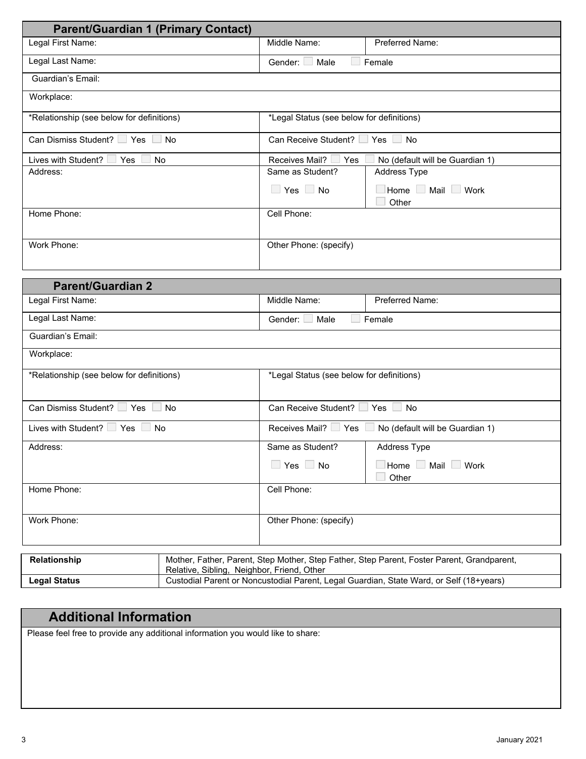## Parent/Guardian 1 (Primary Contact)

| | | |
|---|---|---|
| Legal First Name: | Middle Name: | Preferred Name: |
| Legal Last Name: | Gender: ☐ Male ☐ Female | |
| Guardian's Email: | | |
| Workplace: | | |
| *Relationship (see below for definitions) | *Legal Status (see below for definitions) | |
| Can Dismiss Student? ☐ Yes ☐ No | Can Receive Student? ☐ Yes ☐ No | |
| Lives with Student? ☐ Yes ☐ No | Receives Mail? ☐ Yes ☐ No (default will be Guardian 1) | |
| Address: | Same as Student? ☐ Yes ☐ No | Address Type ☐ Home ☐ Mail ☐ Work ☐ Other |
| Home Phone: | Cell Phone: | |
| Work Phone: | Other Phone: (specify) | |

## Parent/Guardian 2

| | | |
|---|---|---|
| Legal First Name: | Middle Name: | Preferred Name: |
| Legal Last Name: | Gender: ☐ Male ☐ Female | |
| Guardian's Email: | | |
| Workplace: | | |
| *Relationship (see below for definitions) | *Legal Status (see below for definitions) | |
| Can Dismiss Student? ☐ Yes ☐ No | Can Receive Student? ☐ Yes ☐ No | |
| Lives with Student? ☐ Yes ☐ No | Receives Mail? ☐ Yes ☐ No (default will be Guardian 1) | |
| Address: | Same as Student? ☐ Yes ☐ No | Address Type ☐ Home ☐ Mail ☐ Work ☐ Other |
| Home Phone: | Cell Phone: | |
| Work Phone: | Other Phone: (specify) | |

| | |
|---|---|
| **Relationship** | Mother, Father, Parent, Step Mother, Step Father, Step Parent, Foster Parent, Grandparent, Relative, Sibling, Neighbor, Friend, Other |
| **Legal Status** | Custodial Parent or Noncustodial Parent, Legal Guardian, State Ward, or Self (18+years) |

## Additional Information

Please feel free to provide any additional information you would like to share: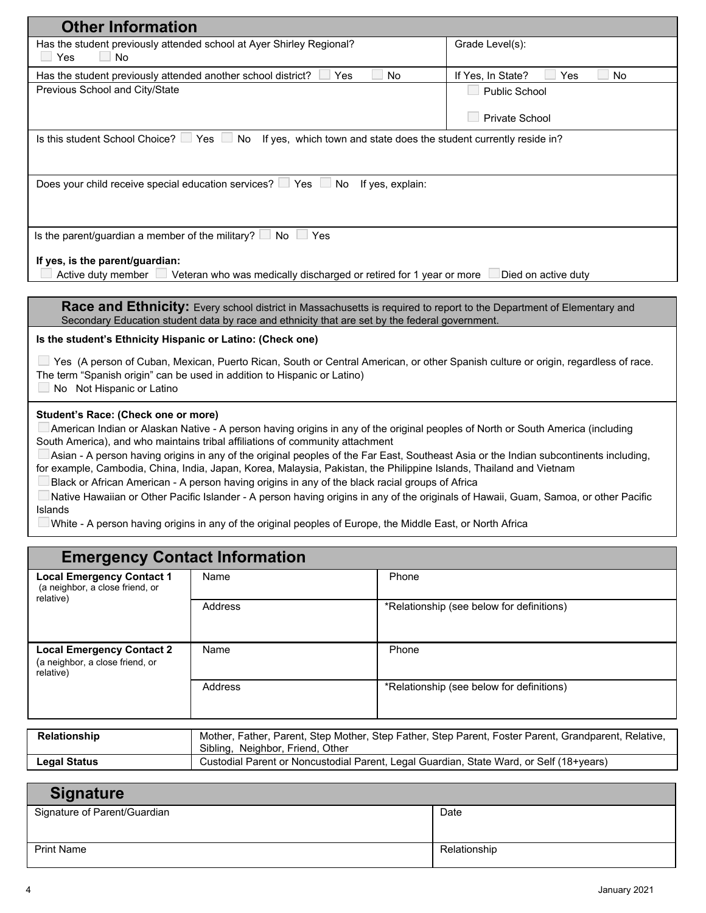## Other Information

| | |
|---|---|
| Has the student previously attended school at Ayer Shirley Regional? ☐ Yes ☐ No | Grade Level(s): |
| Has the student previously attended another school district? ☐ Yes ☐ No | If Yes, In State? ☐ Yes ☐ No |
| Previous School and City/State | ☐ Public School<br>☐ Private School |
| Is this student School Choice? ☐ Yes ☐ No If yes, which town and state does the student currently reside in? | |
| Does your child receive special education services? ☐ Yes ☐ No If yes, explain: | |
| Is the parent/guardian a member of the military? ☐ No ☐ Yes<br>**If yes, is the parent/guardian:**<br>☐ Active duty member ☐ Veteran who was medically discharged or retired for 1 year or more ☐ Died on active duty | |

## Race and Ethnicity:

Every school district in Massachusetts is required to report to the Department of Elementary and Secondary Education student data by race and ethnicity that are set by the federal government.

**Is the student's Ethnicity Hispanic or Latino: (Check one)**

☐ Yes (A person of Cuban, Mexican, Puerto Rican, South or Central American, or other Spanish culture or origin, regardless of race. The term "Spanish origin" can be used in addition to Hispanic or Latino)
☐ No Not Hispanic or Latino

**Student's Race: (Check one or more)**

☐ American Indian or Alaskan Native - A person having origins in any of the original peoples of North or South America (including South America), and who maintains tribal affiliations of community attachment
☐ Asian - A person having origins in any of the original peoples of the Far East, Southeast Asia or the Indian subcontinents including, for example, Cambodia, China, India, Japan, Korea, Malaysia, Pakistan, the Philippine Islands, Thailand and Vietnam
☐ Black or African American - A person having origins in any of the black racial groups of Africa
☐ Native Hawaiian or Other Pacific Islander - A person having origins in any of the originals of Hawaii, Guam, Samoa, or other Pacific Islands
☐ White - A person having origins in any of the original peoples of Europe, the Middle East, or North Africa

## Emergency Contact Information

| | | |
|---|---|---|
| **Local Emergency Contact 1** (a neighbor, a close friend, or relative) | Name | Phone |
| | Address | *Relationship (see below for definitions) |
| **Local Emergency Contact 2** (a neighbor, a close friend, or relative) | Name | Phone |
| | Address | *Relationship (see below for definitions) |

| | |
|---|---|
| **Relationship** | Mother, Father, Parent, Step Mother, Step Father, Step Parent, Foster Parent, Grandparent, Relative, Sibling, Neighbor, Friend, Other |
| **Legal Status** | Custodial Parent or Noncustodial Parent, Legal Guardian, State Ward, or Self (18+years) |

## Signature

| | |
|---|---|
| Signature of Parent/Guardian | Date |
| Print Name | Relationship |

January 2021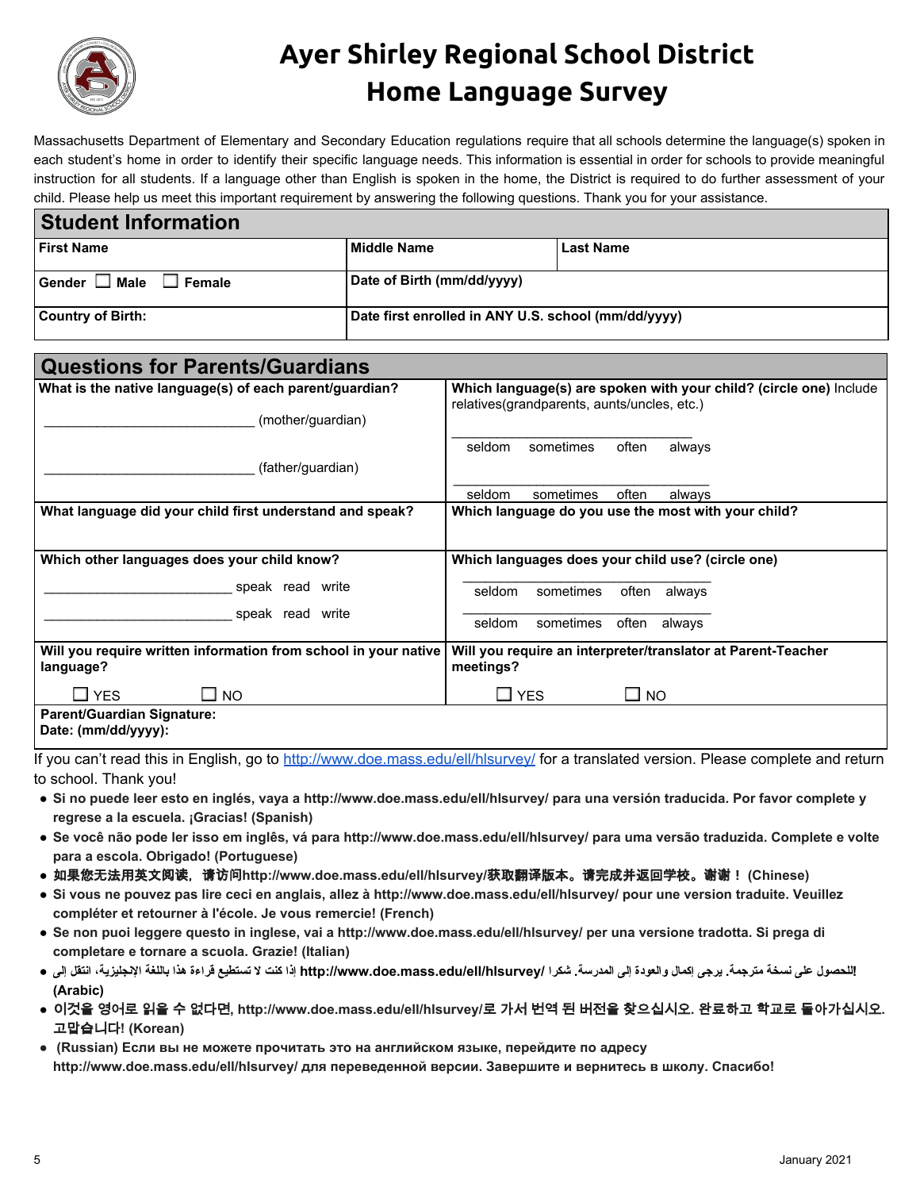# Ayer Shirley Regional School District
# Home Language Survey

Massachusetts Department of Elementary and Secondary Education regulations require that all schools determine the language(s) spoken in each student's home in order to identify their specific language needs. This information is essential in order for schools to provide meaningful instruction for all students. If a language other than English is spoken in the home, the District is required to do further assessment of your child. Please help us meet this important requirement by answering the following questions. Thank you for your assistance.

## Student Information

| First Name | Middle Name | Last Name |
|---|---|---|
| Gender ☐ Male ☐ Female | Date of Birth (mm/dd/yyyy) | |
| Country of Birth: | Date first enrolled in ANY U.S. school (mm/dd/yyyy) | |

## Questions for Parents/Guardians

| | |
|---|---|
| **What is the native language(s) of each parent/guardian?**<br>_____________________________ (mother/guardian)<br>_____________________________ (father/guardian) | **Which language(s) are spoken with your child? (circle one)** Include relatives(grandparents, aunts/uncles, etc.)<br>_____________________________<br>seldom sometimes often always<br>_____________________________<br>seldom sometimes often always |
| **What language did your child first understand and speak?** | **Which language do you use the most with your child?** |
| **Which other languages does your child know?**<br>__________________________ speak read write<br>__________________________ speak read write | **Which languages does your child use? (circle one)**<br>_____________________________<br>seldom sometimes often always<br>_____________________________<br>seldom sometimes often always |
| **Will you require written information from school in your native language?**<br>☐ YES ☐ NO | **Will you require an interpreter/translator at Parent-Teacher meetings?**<br>☐ YES ☐ NO |
| **Parent/Guardian Signature:**<br>**Date: (mm/dd/yyyy):** | |

If you can't read this in English, go to http://www.doe.mass.edu/ell/hlsurvey/ for a translated version. Please complete and return to school. Thank you!

- **Si no puede leer esto en inglés, vaya a http://www.doe.mass.edu/ell/hlsurvey/ para una versión traducida. Por favor complete y regrese a la escuela. ¡Gracias! (Spanish)**
- **Se você não pode ler isso em inglês, vá para http://www.doe.mass.edu/ell/hlsurvey/ para uma versão traduzida. Complete e volte para a escola. Obrigado! (Portuguese)**
- **如果您无法用英文阅读，请访问http://www.doe.mass.edu/ell/hlsurvey/获取翻译版本。请完成并返回学校。谢谢！ (Chinese)**
- **Si vous ne pouvez pas lire ceci en anglais, allez à http://www.doe.mass.edu/ell/hlsurvey/ pour une version traduite. Veuillez compléter et retourner à l'école. Je vous remercie! (French)**
- **Se non puoi leggere questo in inglese, vai a http://www.doe.mass.edu/ell/hlsurvey/ per una versione tradotta. Si prega di completare e tornare a scuola. Grazie! (Italian)**
- **إذا كنت لا تستطيع قراءة هذا باللغة الإنجليزية، انتقل إلى http://www.doe.mass.edu/ell/hlsurvey/ للحصول على نسخة مترجمة. يرجى إكمال والعودة إلى المدرسة. شكرا! (Arabic)**
- **이것을 영어로 읽을 수 없다면, http://www.doe.mass.edu/ell/hlsurvey/로 가서 번역 된 버전을 찾으십시오. 완료하고 학교로 돌아가십시오. 고맙습니다! (Korean)**
- **(Russian) Если вы не можете прочитать это на английском языке, перейдите по адресу http://www.doe.mass.edu/ell/hlsurvey/ для переведенной версии. Завершите и вернитесь в школу. Спасибо!**

January 2021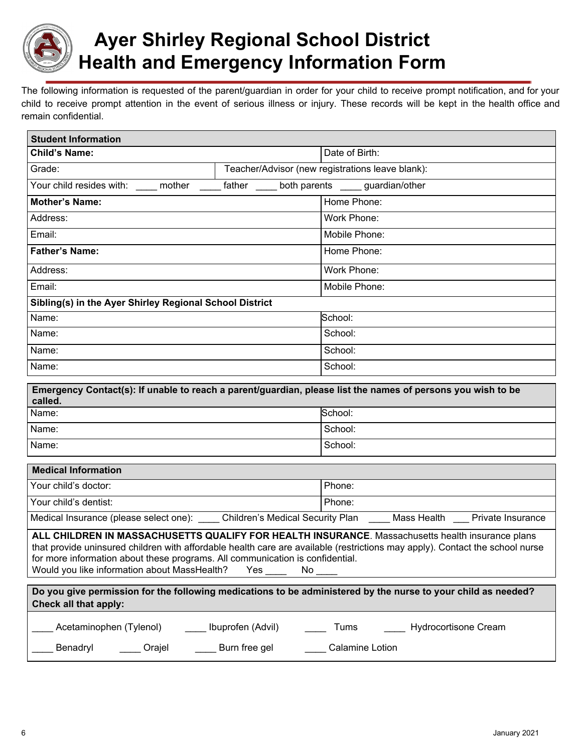# Ayer Shirley Regional School District
# Health and Emergency Information Form

The following information is requested of the parent/guardian in order for your child to receive prompt notification, and for your child to receive prompt attention in the event of serious illness or injury. These records will be kept in the health office and remain confidential.

| **Student Information** | | |
|---|---|---|
| **Child's Name:** | | Date of Birth: |
| Grade: | Teacher/Advisor (new registrations leave blank): | |
| Your child resides with: ____ mother ____ father ____ both parents ____ guardian/other | | |
| **Mother's Name:** | | Home Phone: |
| Address: | | Work Phone: |
| Email: | | Mobile Phone: |
| **Father's Name:** | | Home Phone: |
| Address: | | Work Phone: |
| Email: | | Mobile Phone: |
| **Sibling(s) in the Ayer Shirley Regional School District** | | |
| Name: | | School: |
| Name: | | School: |
| Name: | | School: |
| Name: | | School: |

| **Emergency Contact(s): If unable to reach a parent/guardian, please list the names of persons you wish to be called.** | |
|---|---|
| Name: | School: |
| Name: | School: |
| Name: | School: |

| **Medical Information** | |
|---|---|
| Your child's doctor: | Phone: |
| Your child's dentist: | Phone: |
| Medical Insurance (please select one): ____ Children's Medical Security Plan ____ Mass Health ___ Private Insurance | |
| **ALL CHILDREN IN MASSACHUSETTS QUALIFY FOR HEALTH INSURANCE**. Massachusetts health insurance plans that provide uninsured children with affordable health care are available (restrictions may apply). Contact the school nurse for more information about these programs. All communication is confidential. Would you like information about MassHealth? Yes ____ No ____ | |

| **Do you give permission for the following medications to be administered by the nurse to your child as needed? Check all that apply:** | | | |
|---|---|---|---|
| ____ Acetaminophen (Tylenol) | ____ Ibuprofen (Advil) | ____ Tums | ____ Hydrocortisone Cream |
| ____ Benadryl ____ Orajel | ____ Burn free gel | ____ Calamine Lotion | |

January 2021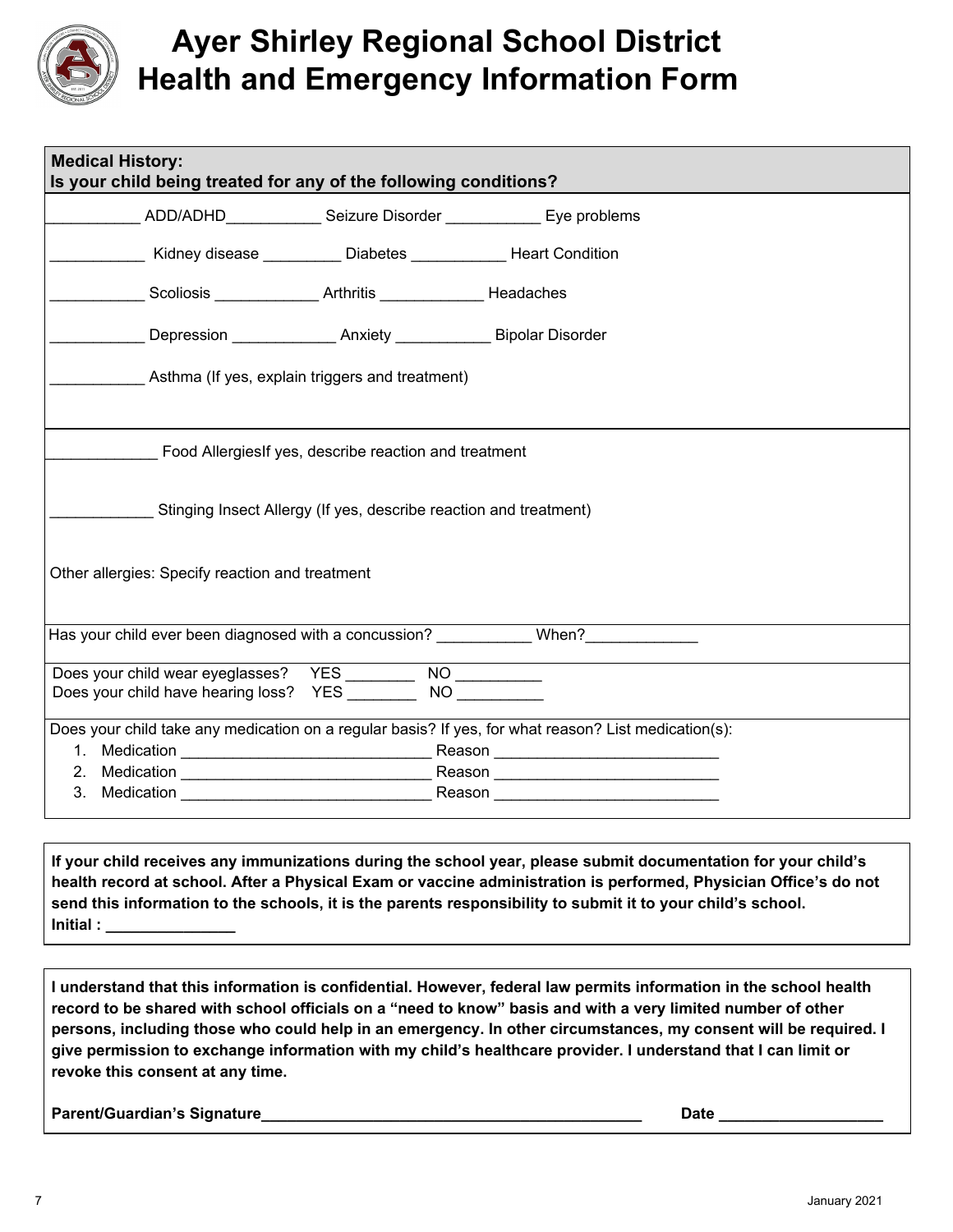# Ayer Shirley Regional School District
# Health and Emergency Information Form

**Medical History:**
**Is your child being treated for any of the following conditions?**

___________ ADD/ADHD___________ Seizure Disorder ___________ Eye problems

___________ Kidney disease _________ Diabetes ___________ Heart Condition

___________ Scoliosis ____________ Arthritis ____________ Headaches

___________ Depression ____________ Anxiety ___________ Bipolar Disorder

___________ Asthma (If yes, explain triggers and treatment)

_____________ Food AllergiesIf yes, describe reaction and treatment

____________ Stinging Insect Allergy (If yes, describe reaction and treatment)

Other allergies: Specify reaction and treatment

Has your child ever been diagnosed with a concussion? ___________ When?_____________

Does your child wear eyeglasses? YES ________ NO __________
Does your child have hearing loss? YES ________ NO __________

Does your child take any medication on a regular basis? If yes, for what reason? List medication(s):

1. Medication _____________________________ Reason __________________________
2. Medication _____________________________ Reason __________________________
3. Medication _____________________________ Reason __________________________

**If your child receives any immunizations during the school year, please submit documentation for your child's health record at school. After a Physical Exam or vaccine administration is performed, Physician Office's do not send this information to the schools, it is the parents responsibility to submit it to your child's school.**
**Initial : _______________**

**I understand that this information is confidential. However, federal law permits information in the school health record to be shared with school officials on a "need to know" basis and with a very limited number of other persons, including those who could help in an emergency. In other circumstances, my consent will be required. I give permission to exchange information with my child's healthcare provider. I understand that I can limit or revoke this consent at any time.**

**Parent/Guardian's Signature_____________________________________________** **Date ___________________**

January 2021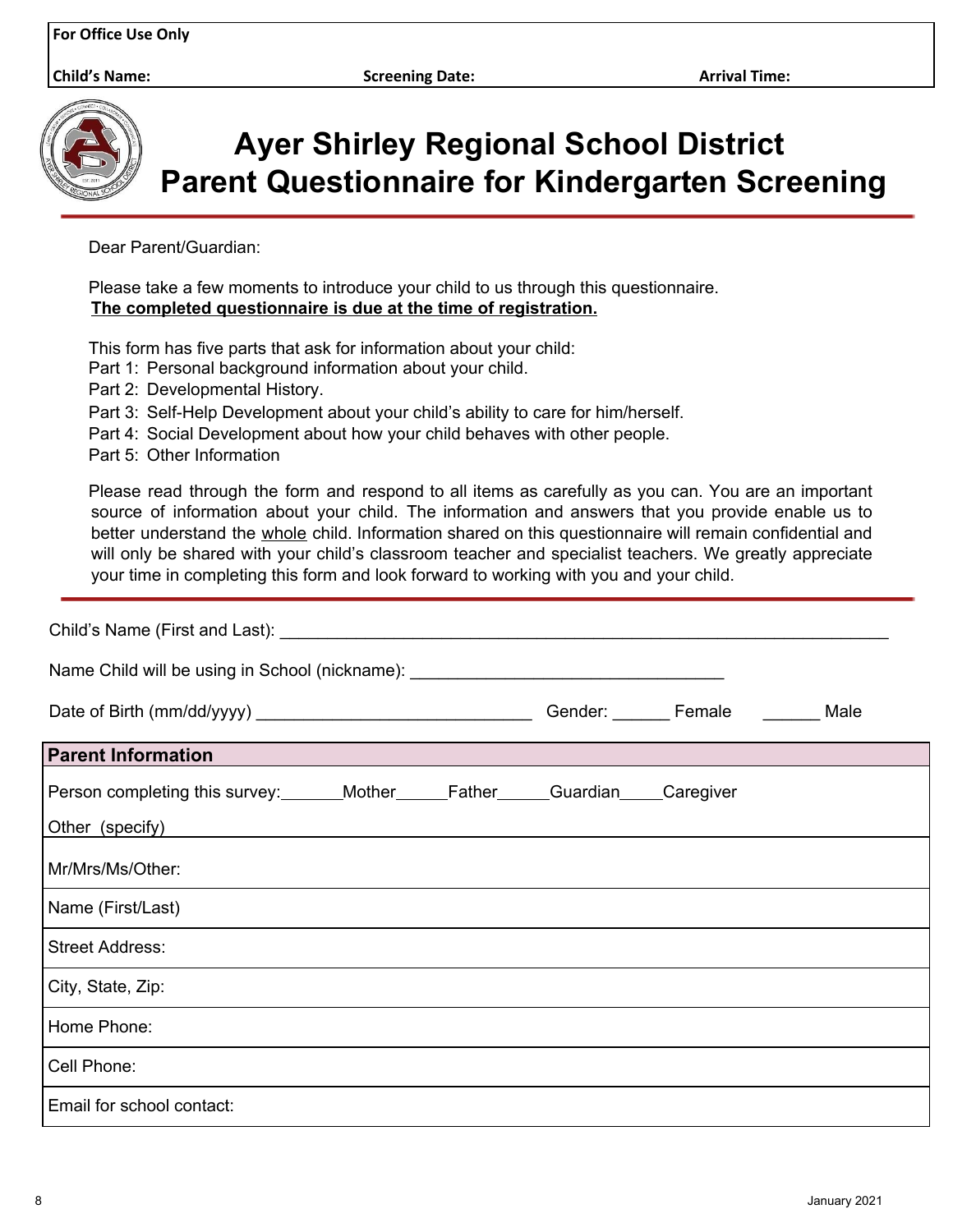| For Office Use Only | | |
|---|---|---|
| **Child's Name:** | **Screening Date:** | **Arrival Time:** |

# Ayer Shirley Regional School District
# Parent Questionnaire for Kindergarten Screening

Dear Parent/Guardian:

Please take a few moments to introduce your child to us through this questionnaire.
**The completed questionnaire is due at the time of registration.**

This form has five parts that ask for information about your child:
Part 1: Personal background information about your child.
Part 2: Developmental History.
Part 3: Self-Help Development about your child's ability to care for him/herself.
Part 4: Social Development about how your child behaves with other people.
Part 5: Other Information

Please read through the form and respond to all items as carefully as you can. You are an important source of information about your child. The information and answers that you provide enable us to better understand the whole child. Information shared on this questionnaire will remain confidential and will only be shared with your child's classroom teacher and specialist teachers. We greatly appreciate your time in completing this form and look forward to working with you and your child.

Child's Name (First and Last): ____________________________________________

Name Child will be using in School (nickname): ________________________________

Date of Birth (mm/dd/yyyy) ____________________________ Gender: ______ Female ______ Male

| Parent Information |
|---|
| Person completing this survey:_______Mother______Father______Guardian_____Caregiver<br>Other (specify) |
| Mr/Mrs/Ms/Other: |
| Name (First/Last) |
| Street Address: |
| City, State, Zip: |
| Home Phone: |
| Cell Phone: |
| Email for school contact: |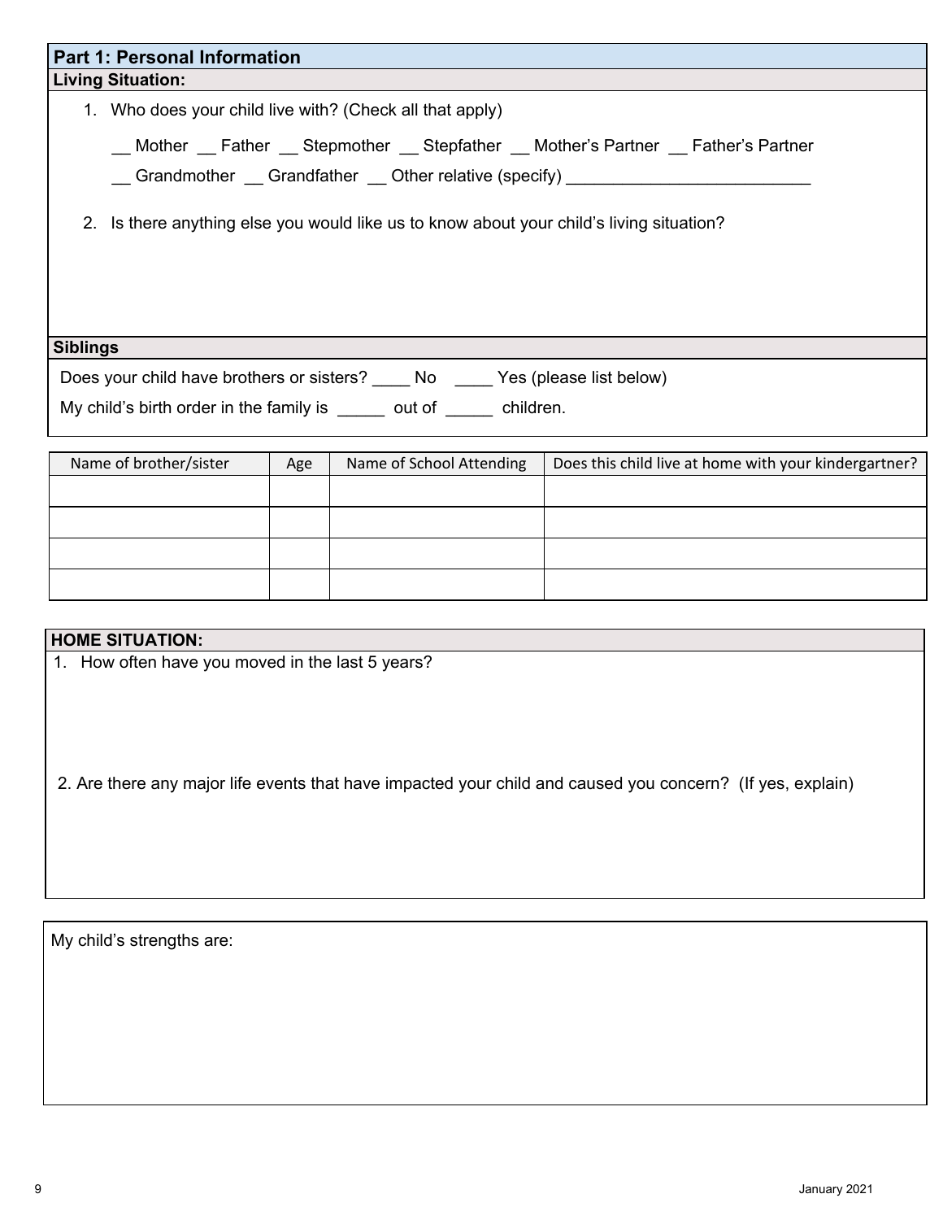## Part 1: Personal Information

### Living Situation:

1. Who does your child live with? (Check all that apply)

   __ Mother __ Father __ Stepmother __ Stepfather __ Mother's Partner __ Father's Partner

   __ Grandmother __ Grandfather __ Other relative (specify) ___________________________

2. Is there anything else you would like us to know about your child's living situation?

### Siblings

Does your child have brothers or sisters? ____ No ____ Yes (please list below)

My child's birth order in the family is _____ out of _____ children.

| Name of brother/sister | Age | Name of School Attending | Does this child live at home with your kindergartner? |
|---|---|---|---|
| | | | |
| | | | |
| | | | |
| | | | |

### HOME SITUATION:

1. How often have you moved in the last 5 years?

2. Are there any major life events that have impacted your child and caused you concern? (If yes, explain)

My child's strengths are: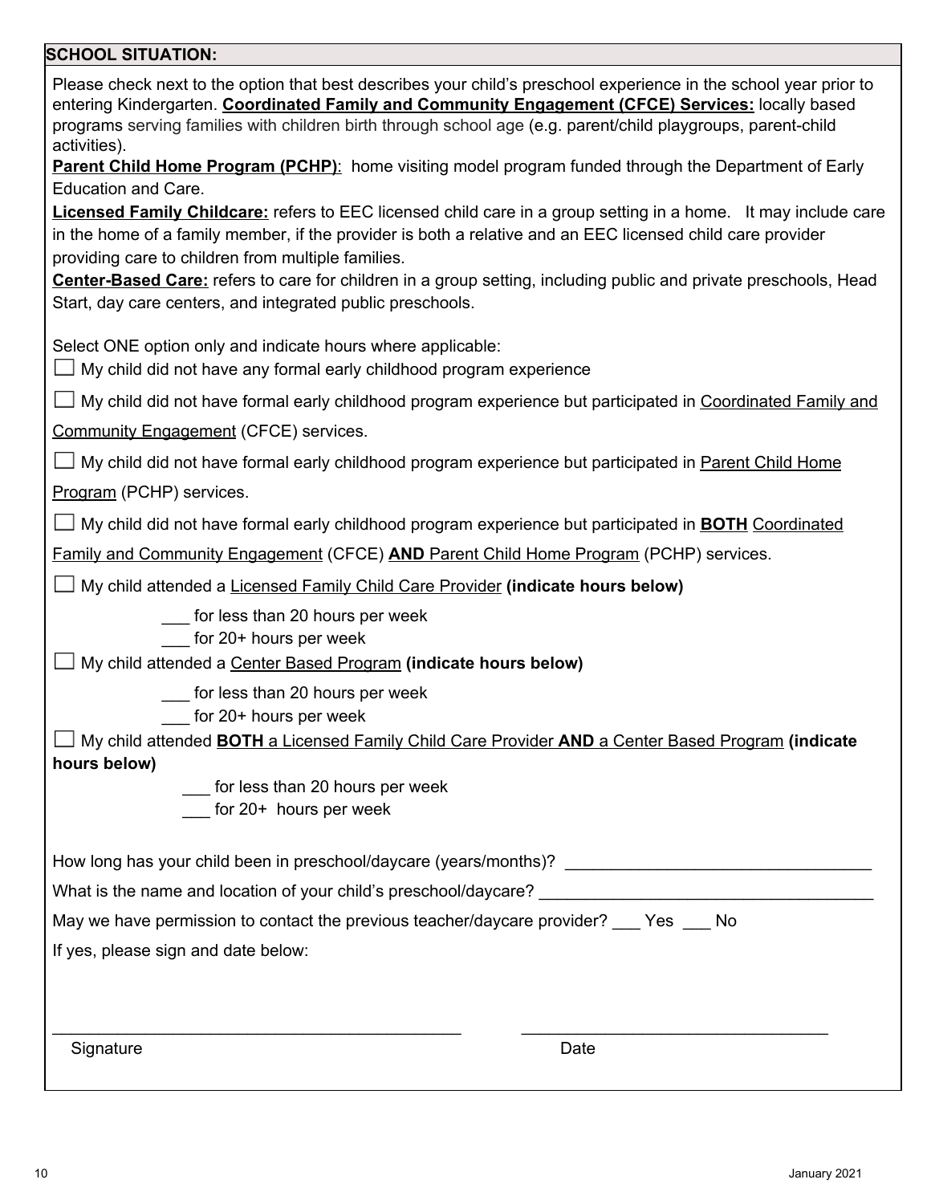## SCHOOL SITUATION:

Please check next to the option that best describes your child's preschool experience in the school year prior to entering Kindergarten. **Coordinated Family and Community Engagement (CFCE) Services:** locally based programs serving families with children birth through school age (e.g. parent/child playgroups, parent-child activities).

**Parent Child Home Program (PCHP)**: home visiting model program funded through the Department of Early Education and Care.

**Licensed Family Childcare:** refers to EEC licensed child care in a group setting in a home. It may include care in the home of a family member, if the provider is both a relative and an EEC licensed child care provider providing care to children from multiple families.

**Center-Based Care:** refers to care for children in a group setting, including public and private preschools, Head Start, day care centers, and integrated public preschools.

Select ONE option only and indicate hours where applicable:

☐ My child did not have any formal early childhood program experience

☐ My child did not have formal early childhood program experience but participated in Coordinated Family and Community Engagement (CFCE) services.

☐ My child did not have formal early childhood program experience but participated in Parent Child Home Program (PCHP) services.

☐ My child did not have formal early childhood program experience but participated in **BOTH** Coordinated Family and Community Engagement (CFCE) **AND** Parent Child Home Program (PCHP) services.

☐ My child attended a Licensed Family Child Care Provider **(indicate hours below)**

- ___ for less than 20 hours per week
- ___ for 20+ hours per week

☐ My child attended a Center Based Program **(indicate hours below)**

- ___ for less than 20 hours per week
- ___ for 20+ hours per week

☐ My child attended **BOTH** a Licensed Family Child Care Provider **AND** a Center Based Program **(indicate hours below)**

- ___ for less than 20 hours per week
- ___ for 20+ hours per week

How long has your child been in preschool/daycare (years/months)? ________________________________

What is the name and location of your child's preschool/daycare? ____________________________________

May we have permission to contact the previous teacher/daycare provider? ___ Yes ___ No

If yes, please sign and date below:

____________________________________________ ____________________________________

Signature Date

January 2021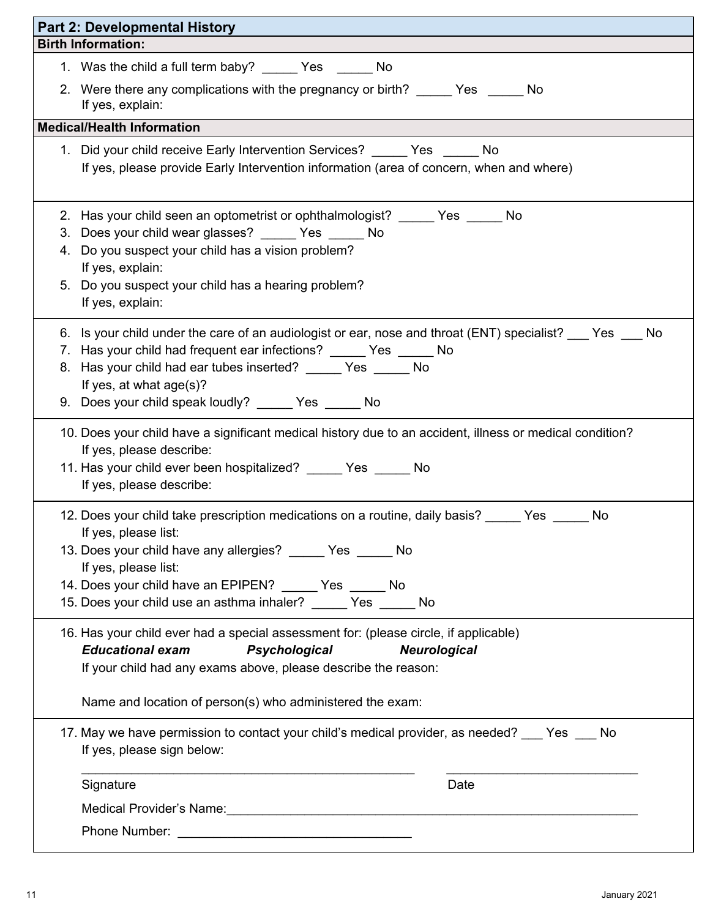## Part 2: Developmental History

### Birth Information:

1. Was the child a full term baby? _____ Yes _____ No
2. Were there any complications with the pregnancy or birth? _____ Yes _____ No
   If yes, explain:

### Medical/Health Information

1. Did your child receive Early Intervention Services? _____ Yes _____ No
   If yes, please provide Early Intervention information (area of concern, when and where)

2. Has your child seen an optometrist or ophthalmologist? _____ Yes _____ No
3. Does your child wear glasses? _____ Yes _____ No
4. Do you suspect your child has a vision problem?
   If yes, explain:
5. Do you suspect your child has a hearing problem?
   If yes, explain:

6. Is your child under the care of an audiologist or ear, nose and throat (ENT) specialist? ___ Yes ___ No
7. Has your child had frequent ear infections? _____ Yes _____ No
8. Has your child had ear tubes inserted? _____ Yes _____ No
   If yes, at what age(s)?
9. Does your child speak loudly? _____ Yes _____ No

10. Does your child have a significant medical history due to an accident, illness or medical condition?
    If yes, please describe:
11. Has your child ever been hospitalized? _____ Yes _____ No
    If yes, please describe:

12. Does your child take prescription medications on a routine, daily basis? _____ Yes _____ No
    If yes, please list:
13. Does your child have any allergies? _____ Yes _____ No
    If yes, please list:
14. Does your child have an EPIPEN? _____ Yes _____ No
15. Does your child use an asthma inhaler? _____ Yes _____ No

16. Has your child ever had a special assessment for: (please circle, if applicable)
    ***Educational exam*** ***Psychological*** ***Neurological***
    If your child had any exams above, please describe the reason:

    Name and location of person(s) who administered the exam:

17. May we have permission to contact your child's medical provider, as needed? ___ Yes ___ No
    If yes, please sign below:

    _______________________________________________ ___________________________
    Signature Date

    Medical Provider's Name:_____________________________________________________________

    Phone Number: _________________________________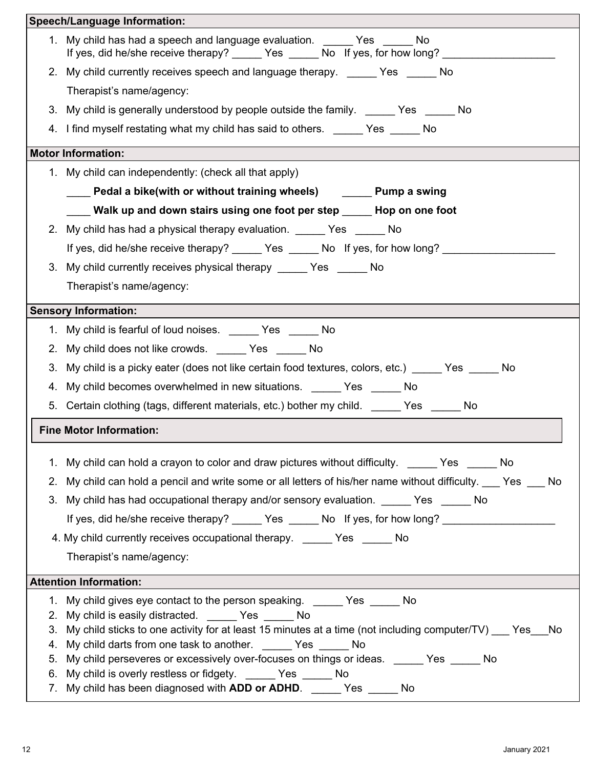## Speech/Language Information:

1. My child has had a speech and language evaluation. _____ Yes _____ No
   If yes, did he/she receive therapy? _____ Yes _____ No If yes, for how long? ___________________
2. My child currently receives speech and language therapy. _____ Yes _____ No
   Therapist's name/agency:
3. My child is generally understood by people outside the family. _____ Yes _____ No
4. I find myself restating what my child has said to others. _____ Yes _____ No

## Motor Information:

1. My child can independently: (check all that apply)
   ____ **Pedal a bike(with or without training wheels)** _____ **Pump a swing**
   ____ **Walk up and down stairs using one foot per step** _____ **Hop on one foot**
2. My child has had a physical therapy evaluation. _____ Yes _____ No
   If yes, did he/she receive therapy? _____ Yes _____ No If yes, for how long? ___________________
3. My child currently receives physical therapy _____ Yes _____ No
   Therapist's name/agency:

## Sensory Information:

1. My child is fearful of loud noises. _____ Yes _____ No
2. My child does not like crowds. _____ Yes _____ No
3. My child is a picky eater (does not like certain food textures, colors, etc.) _____ Yes _____ No
4. My child becomes overwhelmed in new situations. _____ Yes _____ No
5. Certain clothing (tags, different materials, etc.) bother my child. _____ Yes _____ No

## Fine Motor Information:

1. My child can hold a crayon to color and draw pictures without difficulty. _____ Yes _____ No
2. My child can hold a pencil and write some or all letters of his/her name without difficulty. ___ Yes ___ No
3. My child has had occupational therapy and/or sensory evaluation. _____ Yes _____ No
   If yes, did he/she receive therapy? _____ Yes _____ No If yes, for how long? ___________________
4. My child currently receives occupational therapy. _____ Yes _____ No
   Therapist's name/agency:

## Attention Information:

1. My child gives eye contact to the person speaking. _____ Yes _____ No
2. My child is easily distracted. _____ Yes _____ No
3. My child sticks to one activity for at least 15 minutes at a time (not including computer/TV) ___ Yes___No
4. My child darts from one task to another. _____ Yes _____ No
5. My child perseveres or excessively over-focuses on things or ideas. _____ Yes _____ No
6. My child is overly restless or fidgety. _____ Yes _____ No
7. My child has been diagnosed with **ADD or ADHD**. _____ Yes _____ No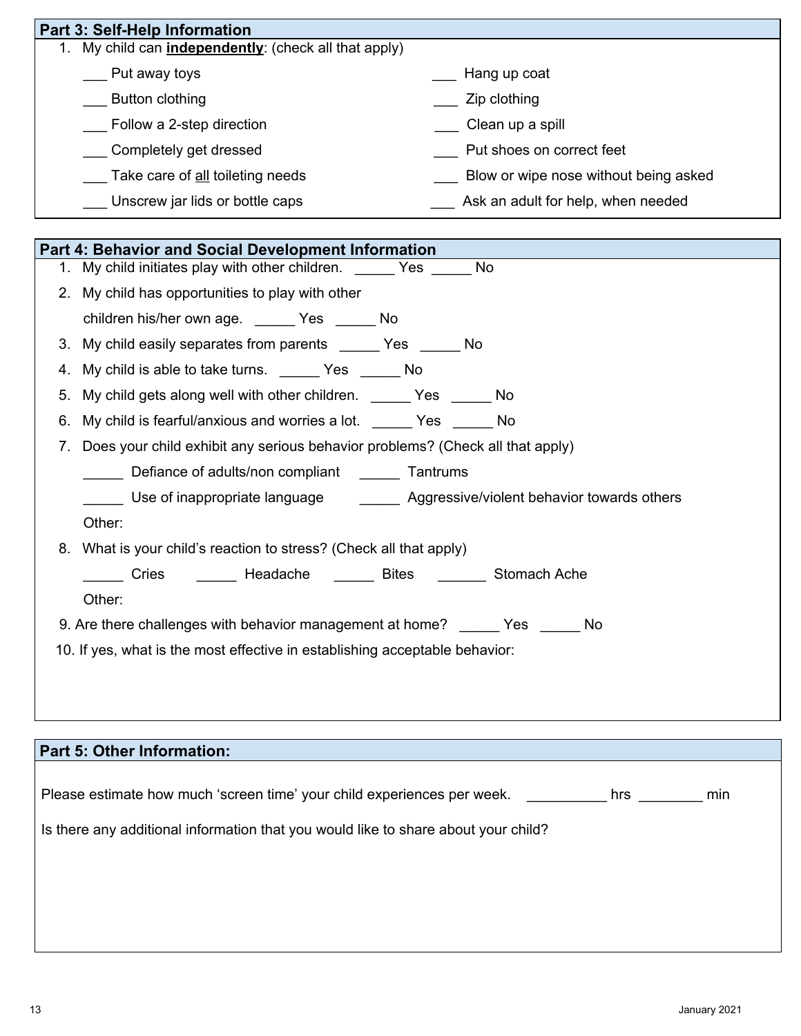## Part 3: Self-Help Information

1. My child can **independently**: (check all that apply)

___ Put away toys
___ Hang up coat
___ Button clothing
___ Zip clothing
___ Follow a 2-step direction
___ Clean up a spill
___ Completely get dressed
___ Put shoes on correct feet
___ Take care of all toileting needs
___ Blow or wipe nose without being asked
___ Unscrew jar lids or bottle caps
___ Ask an adult for help, when needed

## Part 4: Behavior and Social Development Information

1. My child initiates play with other children. _____ Yes _____ No
2. My child has opportunities to play with other children his/her own age. _____ Yes _____ No
3. My child easily separates from parents _____ Yes _____ No
4. My child is able to take turns. _____ Yes _____ No
5. My child gets along well with other children. _____ Yes _____ No
6. My child is fearful/anxious and worries a lot. _____ Yes _____ No
7. Does your child exhibit any serious behavior problems? (Check all that apply)

   _____ Defiance of adults/non compliant
   _____ Tantrums
   _____ Use of inappropriate language
   _____ Aggressive/violent behavior towards others

   Other:
8. What is your child's reaction to stress? (Check all that apply)

   _____ Cries _____ Headache _____ Bites ______ Stomach Ache

   Other:
9. Are there challenges with behavior management at home? _____ Yes _____ No
10. If yes, what is the most effective in establishing acceptable behavior:

## Part 5: Other Information:

Please estimate how much 'screen time' your child experiences per week. __________ hrs ________ min

Is there any additional information that you would like to share about your child?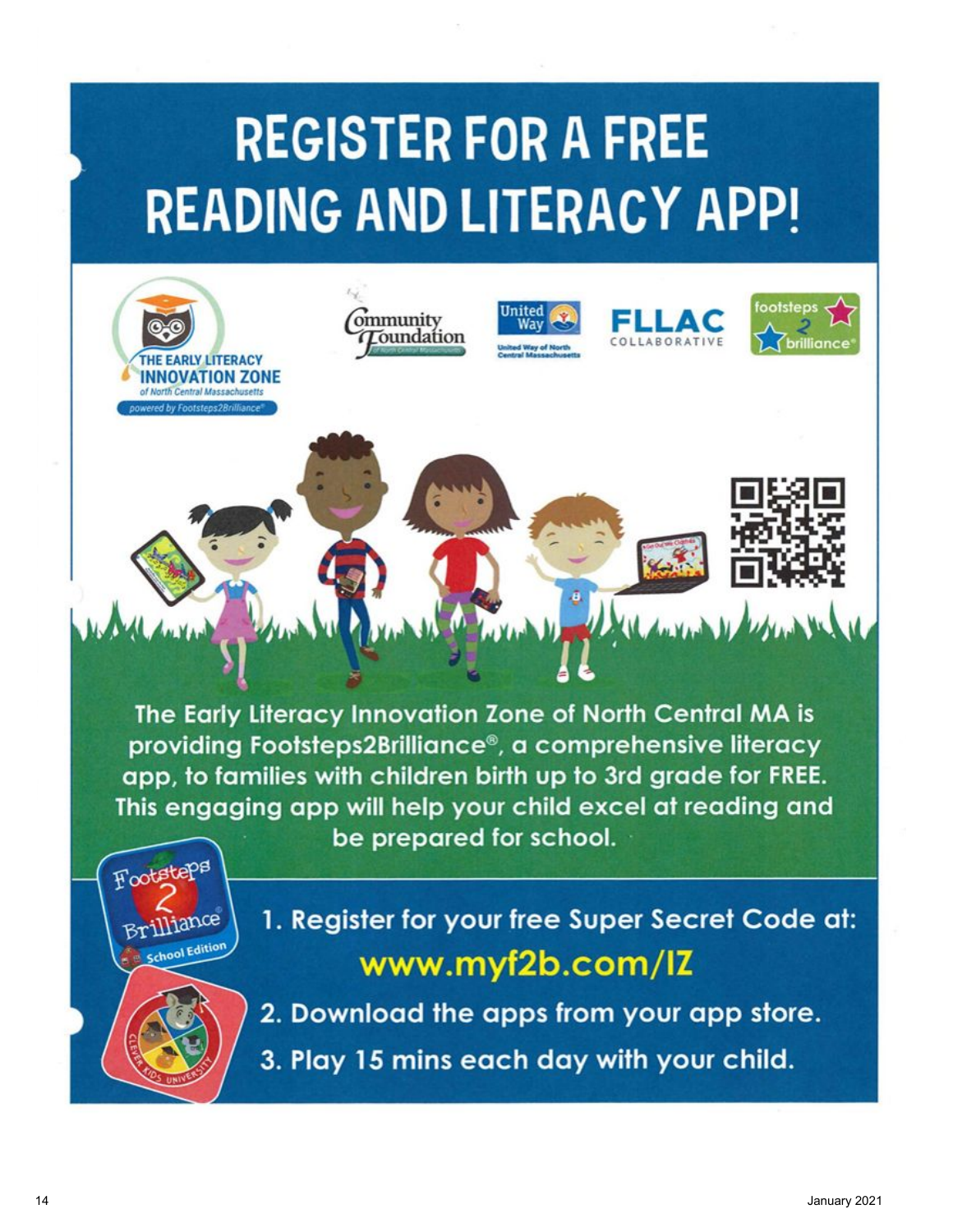# REGISTER FOR A FREE READING AND LITERACY APP!

THE EARLY LITERACY INNOVATION ZONE of North Central Massachusetts powered by Footsteps2Brilliance®

Community Foundation of North Central Massachusetts

United Way of North Central Massachusetts

FLLAC COLLABORATIVE

footsteps 2 brilliance®

The Early Literacy Innovation Zone of North Central MA is providing Footsteps2Brilliance®, a comprehensive literacy app, to families with children birth up to 3rd grade for FREE. This engaging app will help your child excel at reading and be prepared for school.

1. Register for your free Super Secret Code at: **www.myf2b.com/IZ**
2. Download the apps from your app store.
3. Play 15 mins each day with your child.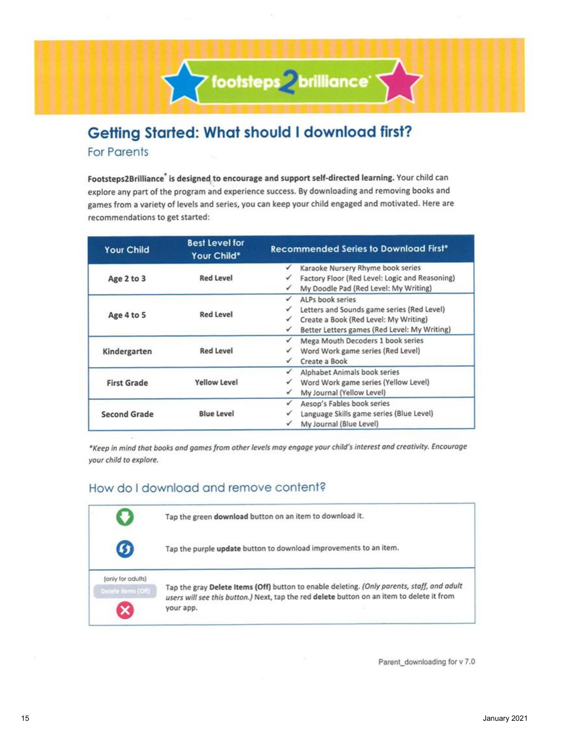footsteps2brilliance®

# Getting Started: What should I download first?

## For Parents

**Footsteps2Brilliance® is designed to encourage and support self-directed learning.** Your child can explore any part of the program and experience success. By downloading and removing books and games from a variety of levels and series, you can keep your child engaged and motivated. Here are recommendations to get started:

| Your Child | Best Level for Your Child* | Recommended Series to Download First* |
|---|---|---|
| **Age 2 to 3** | **Red Level** | ✓ Karaoke Nursery Rhyme book series<br>✓ Factory Floor (Red Level: Logic and Reasoning)<br>✓ My Doodle Pad (Red Level: My Writing) |
| **Age 4 to 5** | **Red Level** | ✓ ALPs book series<br>✓ Letters and Sounds game series (Red Level)<br>✓ Create a Book (Red Level: My Writing)<br>✓ Better Letters games (Red Level: My Writing) |
| **Kindergarten** | **Red Level** | ✓ Mega Mouth Decoders 1 book series<br>✓ Word Work game series (Red Level)<br>✓ Create a Book |
| **First Grade** | **Yellow Level** | ✓ Alphabet Animals book series<br>✓ Word Work game series (Yellow Level)<br>✓ My Journal (Yellow Level) |
| **Second Grade** | **Blue Level** | ✓ Aesop's Fables book series<br>✓ Language Skills game series (Blue Level)<br>✓ My Journal (Blue Level) |

*\*Keep in mind that books and games from other levels may engage your child's interest and creativity. Encourage your child to explore.*

## How do I download and remove content?

| | |
|---|---|
| (download icon) | Tap the green **download** button on an item to download it. |
| (update icon) | Tap the purple **update** button to download improvements to an item. |
| (only for adults) Delete Items (Off) / (delete icon) | Tap the gray **Delete Items (Off)** button to enable deleting. *(Only parents, staff, and adult users will see this button.)* Next, tap the red **delete** button on an item to delete it from your app. |

Parent_downloading for v 7.0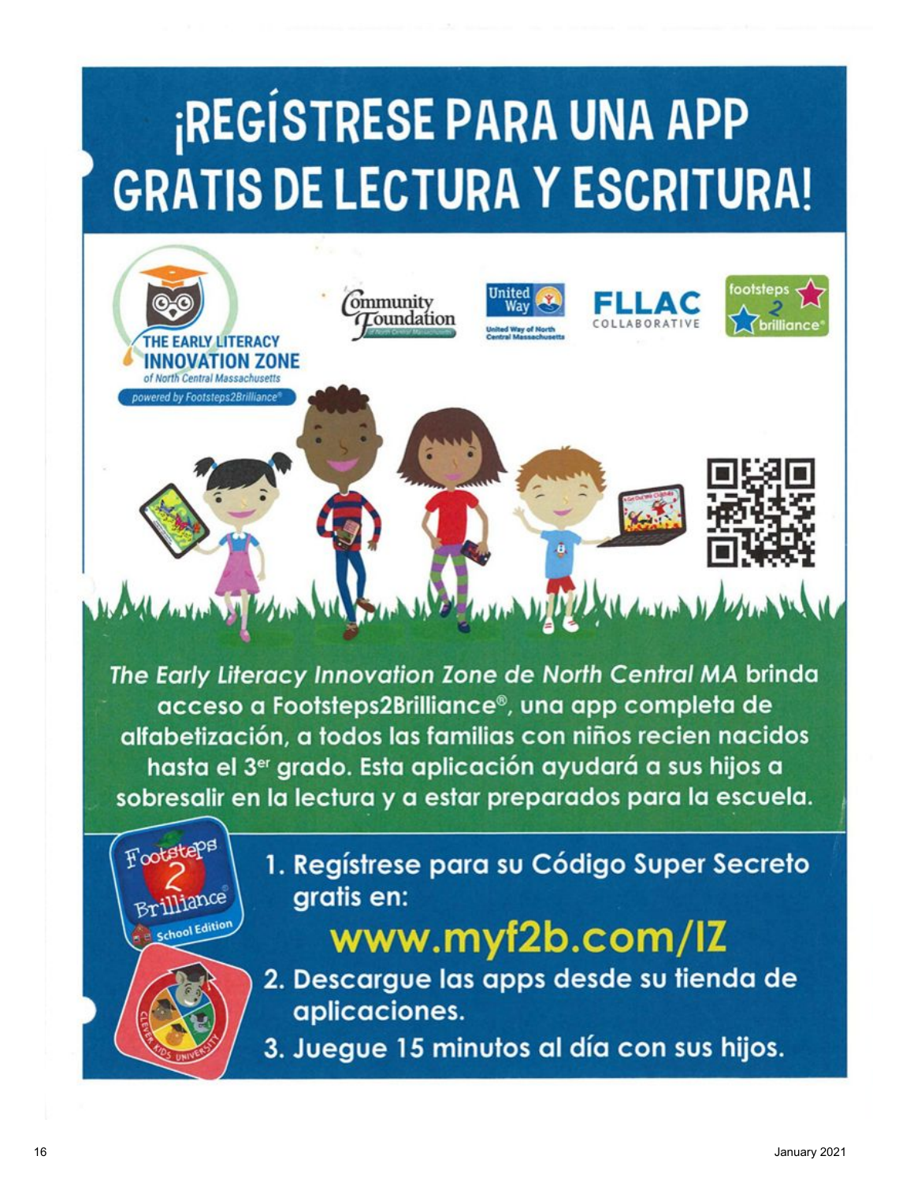# ¡REGÍSTRESE PARA UNA APP GRATIS DE LECTURA Y ESCRITURA!

THE EARLY LITERACY INNOVATION ZONE of North Central Massachusetts powered by Footsteps2Brilliance®

Community Foundation of North Central Massachusetts

United Way of North Central Massachusetts

FLLAC COLLABORATIVE

footsteps 2 brilliance®

***The Early Literacy Innovation Zone de North Central MA*** **brinda acceso a Footsteps2Brilliance®, una app completa de alfabetización, a todos las familias con niños recien nacidos hasta el 3er grado. Esta aplicación ayudará a sus hijos a sobresalir en la lectura y a estar preparados para la escuela.**

1. **Regístrese para su Código Super Secreto gratis en:**

   **www.myf2b.com/IZ**

2. **Descargue las apps desde su tienda de aplicaciones.**
3. **Juegue 15 minutos al día con sus hijos.**